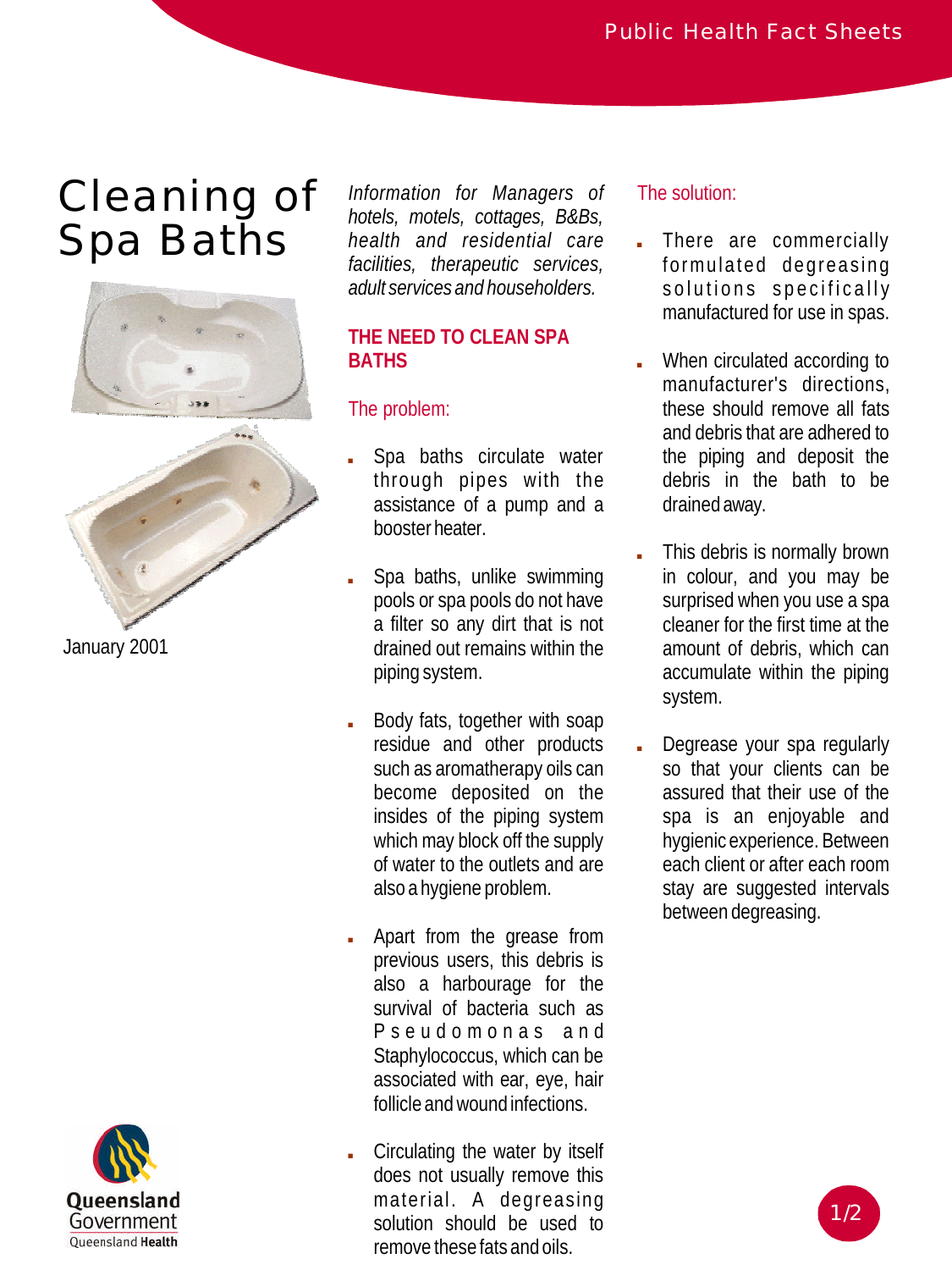# Cleaning of Spa Baths

January 2001

*Information for Managers of hotels, motels, cottages, B&Bs, health and residential care facilities, therapeutic services, adult services and householders.*

## THE NEED TO CLEAN SPA BATHS

### The problem:

- Spa baths circulate water through pipes with the assistance of a pump and a booster heater.
- Spa baths, unlike swimming pools or spa pools do not have a filter so any dirt that is not drained out remains within the piping system.
- Body fats, together with soap residue and other products such as aromatherapy oils can become deposited on the insides of the piping system which may block off the supply of water to the outlets and are also a hygiene problem.
- Apart from the grease from previous users, this debris is also a harbourage for the survival of bacteria such as Pseudomonas and Staphylococcus, which can be associated with ear, eye, hair follicle and wound infections.
- Circulating the water by itself does not usually remove this material. A degreasing solution should be used to remove these fats and oils.

### The solution:

- There are commercially formulated degreasing solutions specifically manufactured for use in spas.
- When circulated according to manufacturer's directions, these should remove all fats and debris that are adhered to the piping and deposit the debris in the bath to be drained away.
- This debris is normally brown in colour, and you may be surprised when you use a spa cleaner for the first time at the amount of debris, which can accumulate within the piping system.
- Degrease your spa regularly so that your clients can be assured that their use of the spa is an enjoyable and hygienic experience. Between each client or after each room stay are suggested intervals between degreasing.

Queensland Government
Queensland Health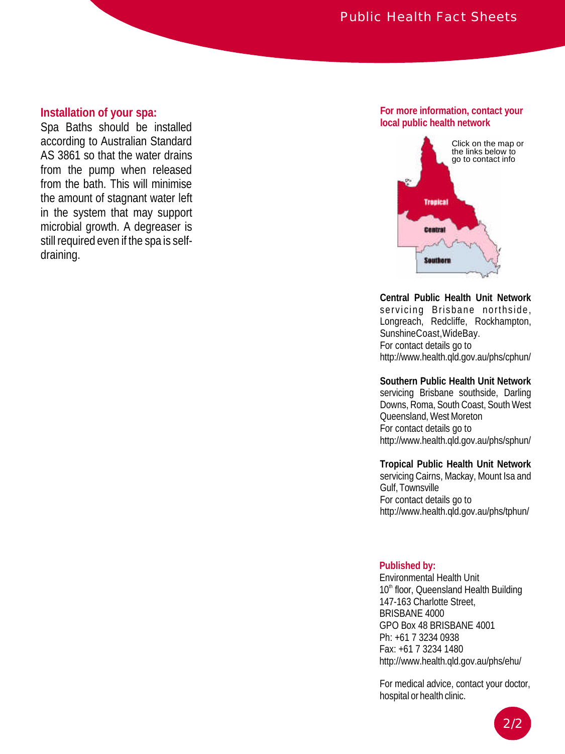## Installation of your spa:

Spa Baths should be installed according to Australian Standard AS 3861 so that the water drains from the pump when released from the bath. This will minimise the amount of stagnant water left in the system that may support microbial growth. A degreaser is still required even if the spa is self-draining.

## For more information, contact your local public health network

Click on the map or the links below to go to contact info

Tropical

Central

Southern

**Central Public Health Unit Network** servicing Brisbane northside, Longreach, Redcliffe, Rockhampton, SunshineCoast,WideBay.
For contact details go to
http://www.health.qld.gov.au/phs/cphun/

**Southern Public Health Unit Network** servicing Brisbane southside, Darling Downs, Roma, South Coast, South West Queensland, West Moreton
For contact details go to
http://www.health.qld.gov.au/phs/sphun/

**Tropical Public Health Unit Network** servicing Cairns, Mackay, Mount Isa and Gulf, Townsville
For contact details go to
http://www.health.qld.gov.au/phs/tphun/

## Published by:

Environmental Health Unit
10th floor, Queensland Health Building
147-163 Charlotte Street,
BRISBANE 4000
GPO Box 48 BRISBANE 4001
Ph: +61 7 3234 0938
Fax: +61 7 3234 1480
http://www.health.qld.gov.au/phs/ehu/

For medical advice, contact your doctor, hospital or health clinic.